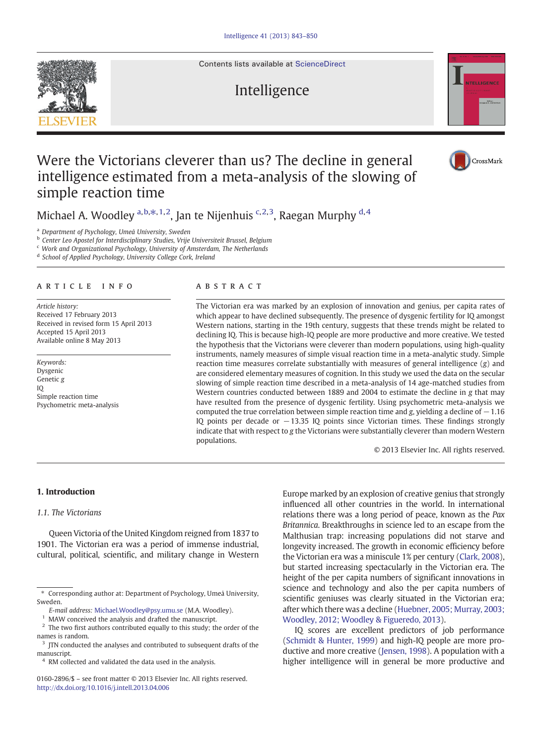# Were the Victorians cleverer than us? The decline in general intelligence estimated from a meta-analysis of the slowing of simple reaction time

Michael A. Woodley [a,b,*,1,2], Jan te Nijenhuis [c,2,3], Raegan Murphy [d,4]

[a] Department of Psychology, Umeå University, Sweden
[b] Center Leo Apostel for Interdisciplinary Studies, Vrije Universiteit Brussel, Belgium
[c] Work and Organizational Psychology, University of Amsterdam, The Netherlands
[d] School of Applied Psychology, University College Cork, Ireland

## ARTICLE INFO

*Article history:*
Received 17 February 2013
Received in revised form 15 April 2013
Accepted 15 April 2013
Available online 8 May 2013

*Keywords:*
Dysgenic
Genetic *g*
IQ
Simple reaction time
Psychometric meta-analysis

## ABSTRACT

The Victorian era was marked by an explosion of innovation and genius, per capita rates of which appear to have declined subsequently. The presence of dysgenic fertility for IQ amongst Western nations, starting in the 19th century, suggests that these trends might be related to declining IQ. This is because high-IQ people are more productive and more creative. We tested the hypothesis that the Victorians were cleverer than modern populations, using high-quality instruments, namely measures of simple visual reaction time in a meta-analytic study. Simple reaction time measures correlate substantially with measures of general intelligence (*g*) and are considered elementary measures of cognition. In this study we used the data on the secular slowing of simple reaction time described in a meta-analysis of 14 age-matched studies from Western countries conducted between 1889 and 2004 to estimate the decline in *g* that may have resulted from the presence of dysgenic fertility. Using psychometric meta-analysis we computed the true correlation between simple reaction time and *g*, yielding a decline of −1.16 IQ points per decade or −13.35 IQ points since Victorian times. These findings strongly indicate that with respect to *g* the Victorians were substantially cleverer than modern Western populations.

© 2013 Elsevier Inc. All rights reserved.

## 1. Introduction

### 1.1. The Victorians

Queen Victoria of the United Kingdom reigned from 1837 to 1901. The Victorian era was a period of immense industrial, cultural, political, scientific, and military change in Western Europe marked by an explosion of creative genius that strongly influenced all other countries in the world. In international relations there was a long period of peace, known as the *Pax Britannica*. Breakthroughs in science led to an escape from the Malthusian trap: increasing populations did not starve and longevity increased. The growth in economic efficiency before the Victorian era was a miniscule 1% per century (Clark, 2008), but started increasing spectacularly in the Victorian era. The height of the per capita numbers of significant innovations in science and technology and also the per capita numbers of scientific geniuses was clearly situated in the Victorian era; after which there was a decline (Huebner, 2005; Murray, 2003; Woodley, 2012; Woodley & Figueredo, 2013).

IQ scores are excellent predictors of job performance (Schmidt & Hunter, 1999) and high-IQ people are more productive and more creative (Jensen, 1998). A population with a higher intelligence will in general be more productive and

---

* Corresponding author at: Department of Psychology, Umeå University, Sweden.
*E-mail address:* Michael.Woodley@psy.umu.se (M.A. Woodley).
[1] MAW conceived the analysis and drafted the manuscript.
[2] The two first authors contributed equally to this study; the order of the names is random.
[3] JTN conducted the analyses and contributed to subsequent drafts of the manuscript.
[4] RM collected and validated the data used in the analysis.

0160-2896/$ – see front matter © 2013 Elsevier Inc. All rights reserved.
http://dx.doi.org/10.1016/j.intell.2013.04.006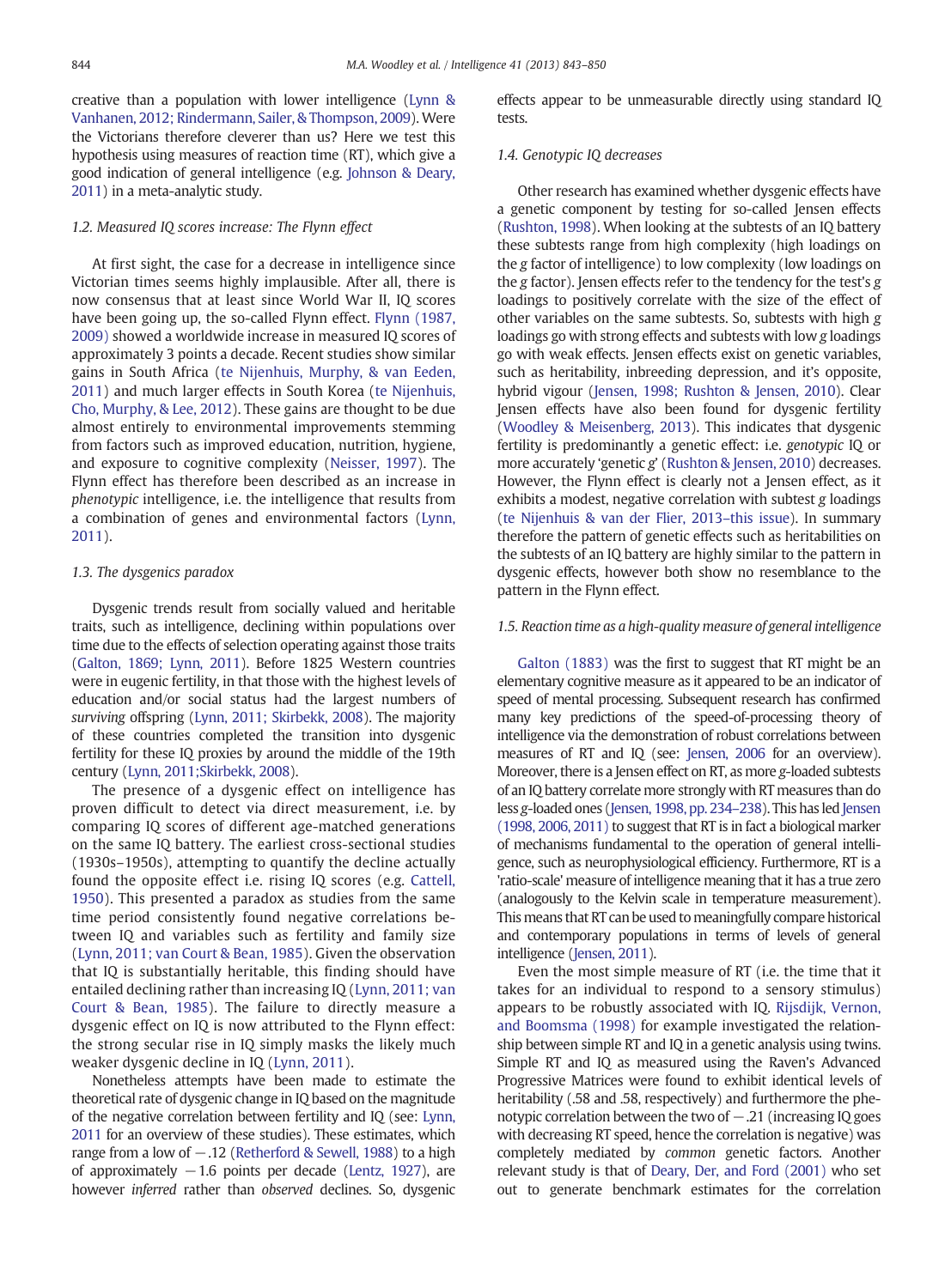creative than a population with lower intelligence (Lynn & Vanhanen, 2012; Rindermann, Sailer, & Thompson, 2009). Were the Victorians therefore cleverer than us? Here we test this hypothesis using measures of reaction time (RT), which give a good indication of general intelligence (e.g. Johnson & Deary, 2011) in a meta-analytic study.

### 1.2. Measured IQ scores increase: The Flynn effect

At first sight, the case for a decrease in intelligence since Victorian times seems highly implausible. After all, there is now consensus that at least since World War II, IQ scores have been going up, the so-called Flynn effect. Flynn (1987, 2009) showed a worldwide increase in measured IQ scores of approximately 3 points a decade. Recent studies show similar gains in South Africa (te Nijenhuis, Murphy, & van Eeden, 2011) and much larger effects in South Korea (te Nijenhuis, Cho, Murphy, & Lee, 2012). These gains are thought to be due almost entirely to environmental improvements stemming from factors such as improved education, nutrition, hygiene, and exposure to cognitive complexity (Neisser, 1997). The Flynn effect has therefore been described as an increase in *phenotypic* intelligence, i.e. the intelligence that results from a combination of genes and environmental factors (Lynn, 2011).

### 1.3. The dysgenics paradox

Dysgenic trends result from socially valued and heritable traits, such as intelligence, declining within populations over time due to the effects of selection operating against those traits (Galton, 1869; Lynn, 2011). Before 1825 Western countries were in eugenic fertility, in that those with the highest levels of education and/or social status had the largest numbers of *surviving* offspring (Lynn, 2011; Skirbekk, 2008). The majority of these countries completed the transition into dysgenic fertility for these IQ proxies by around the middle of the 19th century (Lynn, 2011;Skirbekk, 2008).

The presence of a dysgenic effect on intelligence has proven difficult to detect via direct measurement, i.e. by comparing IQ scores of different age-matched generations on the same IQ battery. The earliest cross-sectional studies (1930s–1950s), attempting to quantify the decline actually found the opposite effect i.e. rising IQ scores (e.g. Cattell, 1950). This presented a paradox as studies from the same time period consistently found negative correlations between IQ and variables such as fertility and family size (Lynn, 2011; van Court & Bean, 1985). Given the observation that IQ is substantially heritable, this finding should have entailed declining rather than increasing IQ (Lynn, 2011; van Court & Bean, 1985). The failure to directly measure a dysgenic effect on IQ is now attributed to the Flynn effect: the strong secular rise in IQ simply masks the likely much weaker dysgenic decline in IQ (Lynn, 2011).

Nonetheless attempts have been made to estimate the theoretical rate of dysgenic change in IQ based on the magnitude of the negative correlation between fertility and IQ (see: Lynn, 2011 for an overview of these studies). These estimates, which range from a low of −.12 (Retherford & Sewell, 1988) to a high of approximately −1.6 points per decade (Lentz, 1927), are however *inferred* rather than *observed* declines. So, dysgenic effects appear to be unmeasurable directly using standard IQ tests.

### 1.4. Genotypic IQ decreases

Other research has examined whether dysgenic effects have a genetic component by testing for so-called Jensen effects (Rushton, 1998). When looking at the subtests of an IQ battery these subtests range from high complexity (high loadings on the *g* factor of intelligence) to low complexity (low loadings on the *g* factor). Jensen effects refer to the tendency for the test's *g* loadings to positively correlate with the size of the effect of other variables on the same subtests. So, subtests with high *g* loadings go with strong effects and subtests with low *g* loadings go with weak effects. Jensen effects exist on genetic variables, such as heritability, inbreeding depression, and it's opposite, hybrid vigour (Jensen, 1998; Rushton & Jensen, 2010). Clear Jensen effects have also been found for dysgenic fertility (Woodley & Meisenberg, 2013). This indicates that dysgenic fertility is predominantly a genetic effect: i.e. *genotypic* IQ or more accurately 'genetic *g*' (Rushton & Jensen, 2010) decreases. However, the Flynn effect is clearly not a Jensen effect, as it exhibits a modest, negative correlation with subtest *g* loadings (te Nijenhuis & van der Flier, 2013–this issue). In summary therefore the pattern of genetic effects such as heritabilities on the subtests of an IQ battery are highly similar to the pattern in dysgenic effects, however both show no resemblance to the pattern in the Flynn effect.

### 1.5. Reaction time as a high-quality measure of general intelligence

Galton (1883) was the first to suggest that RT might be an elementary cognitive measure as it appeared to be an indicator of speed of mental processing. Subsequent research has confirmed many key predictions of the speed-of-processing theory of intelligence via the demonstration of robust correlations between measures of RT and IQ (see: Jensen, 2006 for an overview). Moreover, there is a Jensen effect on RT, as more *g*-loaded subtests of an IQ battery correlate more strongly with RT measures than do less *g*-loaded ones (Jensen, 1998, pp. 234–238). This has led Jensen (1998, 2006, 2011) to suggest that RT is in fact a biological marker of mechanisms fundamental to the operation of general intelligence, such as neurophysiological efficiency. Furthermore, RT is a 'ratio-scale' measure of intelligence meaning that it has a true zero (analogously to the Kelvin scale in temperature measurement). This means that RT can be used to meaningfully compare historical and contemporary populations in terms of levels of general intelligence (Jensen, 2011).

Even the most simple measure of RT (i.e. the time that it takes for an individual to respond to a sensory stimulus) appears to be robustly associated with IQ. Rijsdijk, Vernon, and Boomsma (1998) for example investigated the relationship between simple RT and IQ in a genetic analysis using twins. Simple RT and IQ as measured using the Raven's Advanced Progressive Matrices were found to exhibit identical levels of heritability (.58 and .58, respectively) and furthermore the phenotypic correlation between the two of −.21 (increasing IQ goes with decreasing RT speed, hence the correlation is negative) was completely mediated by *common* genetic factors. Another relevant study is that of Deary, Der, and Ford (2001) who set out to generate benchmark estimates for the correlation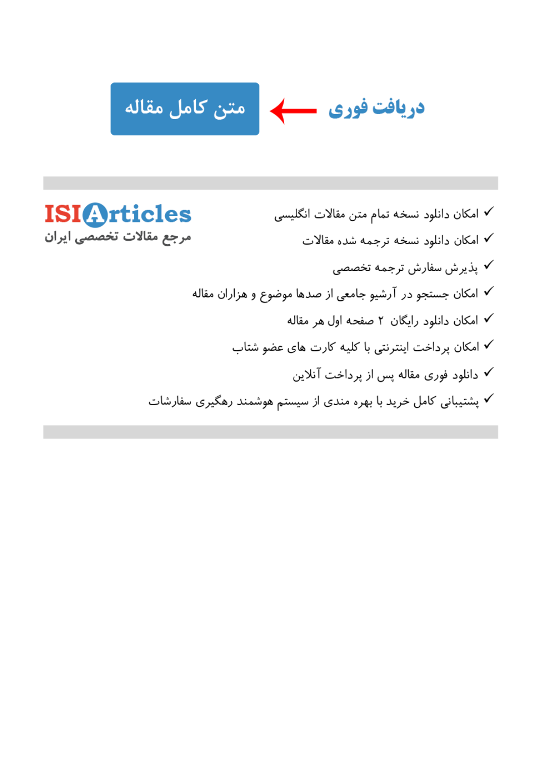دریافت فوری ← متن کامل مقاله

ISIArticles

مرجع مقالات تخصصی ایران

- ✓ امکان دانلود نسخه تمام متن مقالات انگلیسی
- ✓ امکان دانلود نسخه ترجمه شده مقالات
- ✓ پذیرش سفارش ترجمه تخصصی
- ✓ امکان جستجو در آرشیو جامعی از صدها موضوع و هزاران مقاله
- ✓ امکان دانلود رایگان ۲ صفحه اول هر مقاله
- ✓ امکان پرداخت اینترنتی با کلیه کارت های عضو شتاب
- ✓ دانلود فوری مقاله پس از پرداخت آنلاین
- ✓ پشتیبانی کامل خرید با بهره مندی از سیستم هوشمند رهگیری سفارشات